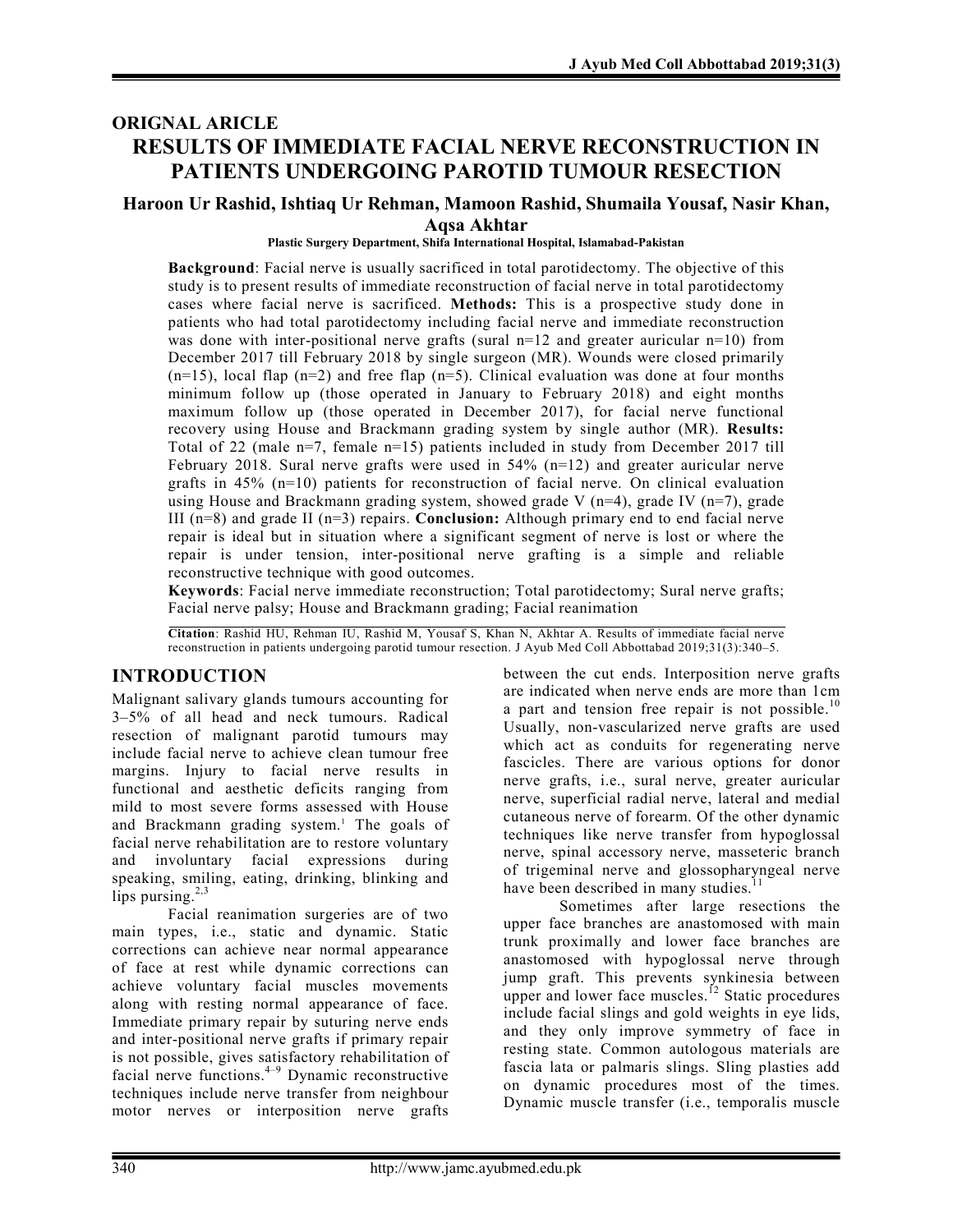ORIGNAL ARICLE

# RESULTS OF IMMEDIATE FACIAL NERVE RECONSTRUCTION IN PATIENTS UNDERGOING PAROTID TUMOUR RESECTION

**Haroon Ur Rashid, Ishtiaq Ur Rehman, Mamoon Rashid, Shumaila Yousaf, Nasir Khan, Aqsa Akhtar**

**Plastic Surgery Department, Shifa International Hospital, Islamabad-Pakistan**

**Background**: Facial nerve is usually sacrificed in total parotidectomy. The objective of this study is to present results of immediate reconstruction of facial nerve in total parotidectomy cases where facial nerve is sacrificed. **Methods:** This is a prospective study done in patients who had total parotidectomy including facial nerve and immediate reconstruction was done with inter-positional nerve grafts (sural n=12 and greater auricular n=10) from December 2017 till February 2018 by single surgeon (MR). Wounds were closed primarily (n=15), local flap (n=2) and free flap (n=5). Clinical evaluation was done at four months minimum follow up (those operated in January to February 2018) and eight months maximum follow up (those operated in December 2017), for facial nerve functional recovery using House and Brackmann grading system by single author (MR). **Results:** Total of 22 (male n=7, female n=15) patients included in study from December 2017 till February 2018. Sural nerve grafts were used in 54% (n=12) and greater auricular nerve grafts in 45% (n=10) patients for reconstruction of facial nerve. On clinical evaluation using House and Brackmann grading system, showed grade V (n=4), grade IV (n=7), grade III (n=8) and grade II (n=3) repairs. **Conclusion:** Although primary end to end facial nerve repair is ideal but in situation where a significant segment of nerve is lost or where the repair is under tension, inter-positional nerve grafting is a simple and reliable reconstructive technique with good outcomes.

**Keywords**: Facial nerve immediate reconstruction; Total parotidectomy; Sural nerve grafts; Facial nerve palsy; House and Brackmann grading; Facial reanimation

**Citation**: Rashid HU, Rehman IU, Rashid M, Yousaf S, Khan N, Akhtar A. Results of immediate facial nerve reconstruction in patients undergoing parotid tumour resection. J Ayub Med Coll Abbottabad 2019;31(3):340–5.

## INTRODUCTION

Malignant salivary glands tumours accounting for 3–5% of all head and neck tumours. Radical resection of malignant parotid tumours may include facial nerve to achieve clean tumour free margins. Injury to facial nerve results in functional and aesthetic deficits ranging from mild to most severe forms assessed with House and Brackmann grading system.[1] The goals of facial nerve rehabilitation are to restore voluntary and involuntary facial expressions during speaking, smiling, eating, drinking, blinking and lips pursing.[2,3]

Facial reanimation surgeries are of two main types, i.e., static and dynamic. Static corrections can achieve near normal appearance of face at rest while dynamic corrections can achieve voluntary facial muscles movements along with resting normal appearance of face. Immediate primary repair by suturing nerve ends and inter-positional nerve grafts if primary repair is not possible, gives satisfactory rehabilitation of facial nerve functions.[4–9] Dynamic reconstructive techniques include nerve transfer from neighbour motor nerves or interposition nerve grafts between the cut ends. Interposition nerve grafts are indicated when nerve ends are more than 1cm a part and tension free repair is not possible.[10] Usually, non-vascularized nerve grafts are used which act as conduits for regenerating nerve fascicles. There are various options for donor nerve grafts, i.e., sural nerve, greater auricular nerve, superficial radial nerve, lateral and medial cutaneous nerve of forearm. Of the other dynamic techniques like nerve transfer from hypoglossal nerve, spinal accessory nerve, masseteric branch of trigeminal nerve and glossopharyngeal nerve have been described in many studies.[11]

Sometimes after large resections the upper face branches are anastomosed with main trunk proximally and lower face branches are anastomosed with hypoglossal nerve through jump graft. This prevents synkinesia between upper and lower face muscles.[12] Static procedures include facial slings and gold weights in eye lids, and they only improve symmetry of face in resting state. Common autologous materials are fascia lata or palmaris slings. Sling plasties add on dynamic procedures most of the times. Dynamic muscle transfer (i.e., temporalis muscle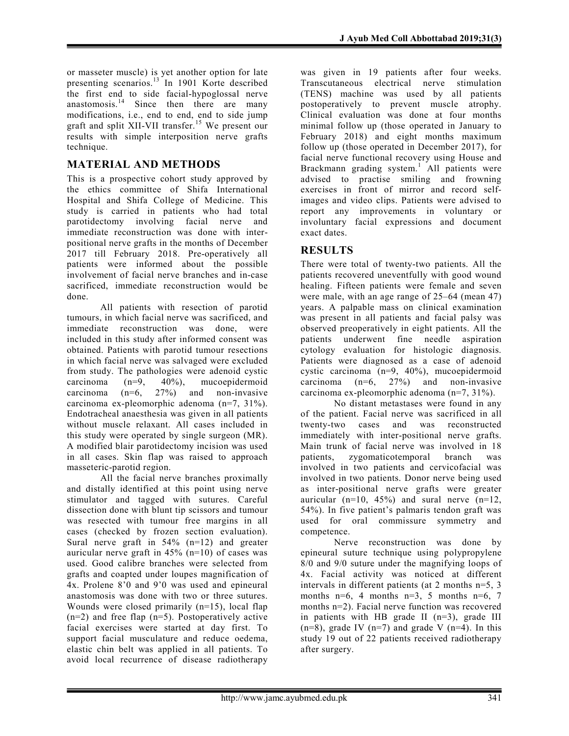or masseter muscle) is yet another option for late presenting scenarios.[13] In 1901 Korte described the first end to side facial-hypoglossal nerve anastomosis.[14] Since then there are many modifications, i.e., end to end, end to side jump graft and split XII-VII transfer.[15] We present our results with simple interposition nerve grafts technique.

## MATERIAL AND METHODS

This is a prospective cohort study approved by the ethics committee of Shifa International Hospital and Shifa College of Medicine. This study is carried in patients who had total parotidectomy involving facial nerve and immediate reconstruction was done with inter-positional nerve grafts in the months of December 2017 till February 2018. Pre-operatively all patients were informed about the possible involvement of facial nerve branches and in-case sacrificed, immediate reconstruction would be done.

All patients with resection of parotid tumours, in which facial nerve was sacrificed, and immediate reconstruction was done, were included in this study after informed consent was obtained. Patients with parotid tumour resections in which facial nerve was salvaged were excluded from study. The pathologies were adenoid cystic carcinoma (n=9, 40%), mucoepidermoid carcinoma (n=6, 27%) and non-invasive carcinoma ex-pleomorphic adenoma (n=7, 31%). Endotracheal anaesthesia was given in all patients without muscle relaxant. All cases included in this study were operated by single surgeon (MR). A modified blair parotidectomy incision was used in all cases. Skin flap was raised to approach masseteric-parotid region.

All the facial nerve branches proximally and distally identified at this point using nerve stimulator and tagged with sutures. Careful dissection done with blunt tip scissors and tumour was resected with tumour free margins in all cases (checked by frozen section evaluation). Sural nerve graft in 54% (n=12) and greater auricular nerve graft in 45% (n=10) of cases was used. Good calibre branches were selected from grafts and coapted under loupes magnification of 4x. Prolene 8'0 and 9'0 was used and epineural anastomosis was done with two or three sutures. Wounds were closed primarily (n=15), local flap (n=2) and free flap (n=5). Postoperatively active facial exercises were started at day first. To support facial musculature and reduce oedema, elastic chin belt was applied in all patients. To avoid local recurrence of disease radiotherapy was given in 19 patients after four weeks. Transcutaneous electrical nerve stimulation (TENS) machine was used by all patients postoperatively to prevent muscle atrophy. Clinical evaluation was done at four months minimal follow up (those operated in January to February 2018) and eight months maximum follow up (those operated in December 2017), for facial nerve functional recovery using House and Brackmann grading system.[1] All patients were advised to practise smiling and frowning exercises in front of mirror and record self-images and video clips. Patients were advised to report any improvements in voluntary or involuntary facial expressions and document exact dates.

## RESULTS

There were total of twenty-two patients. All the patients recovered uneventfully with good wound healing. Fifteen patients were female and seven were male, with an age range of 25–64 (mean 47) years. A palpable mass on clinical examination was present in all patients and facial palsy was observed preoperatively in eight patients. All the patients underwent fine needle aspiration cytology evaluation for histologic diagnosis. Patients were diagnosed as a case of adenoid cystic carcinoma (n=9, 40%), mucoepidermoid carcinoma (n=6, 27%) and non-invasive carcinoma ex-pleomorphic adenoma (n=7, 31%).

No distant metastases were found in any of the patient. Facial nerve was sacrificed in all twenty-two cases and was reconstructed immediately with inter-positional nerve grafts. Main trunk of facial nerve was involved in 18 patients, zygomaticotemporal branch was involved in two patients and cervicofacial was involved in two patients. Donor nerve being used as inter-positional nerve grafts were greater auricular (n=10, 45%) and sural nerve (n=12, 54%). In five patient's palmaris tendon graft was used for oral commissure symmetry and competence.

Nerve reconstruction was done by epineural suture technique using polypropylene 8/0 and 9/0 suture under the magnifying loops of 4x. Facial activity was noticed at different intervals in different patients (at 2 months n=5, 3 months n=6, 4 months n=3, 5 months n=6, 7 months n=2). Facial nerve function was recovered in patients with HB grade II (n=3), grade III (n=8), grade IV (n=7) and grade V (n=4). In this study 19 out of 22 patients received radiotherapy after surgery.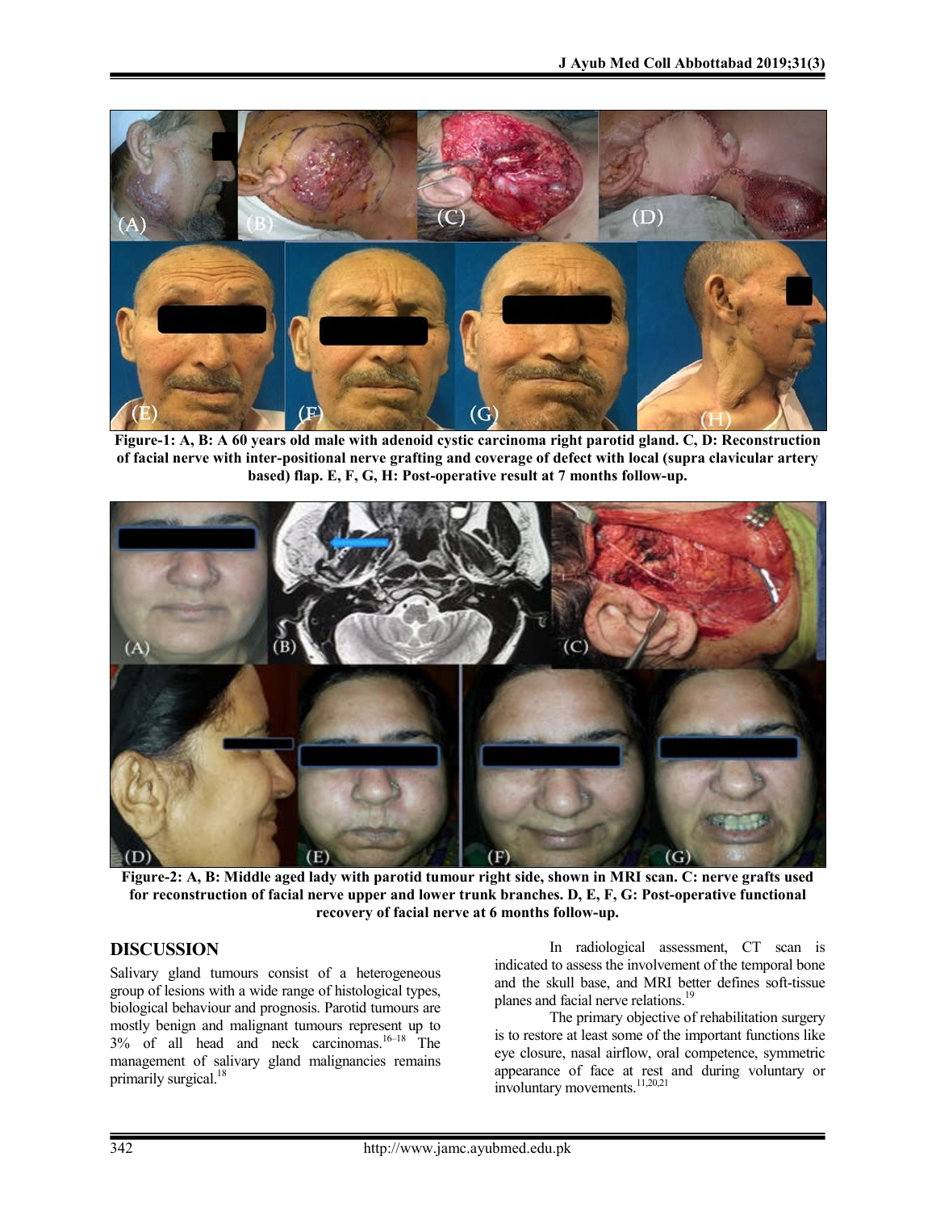**Figure-1: A, B: A 60 years old male with adenoid cystic carcinoma right parotid gland. C, D: Reconstruction of facial nerve with inter-positional nerve grafting and coverage of defect with local (supra clavicular artery based) flap. E, F, G, H: Post-operative result at 7 months follow-up.**

**Figure-2: A, B: Middle aged lady with parotid tumour right side, shown in MRI scan. C: nerve grafts used for reconstruction of facial nerve upper and lower trunk branches. D, E, F, G: Post-operative functional recovery of facial nerve at 6 months follow-up.**

## DISCUSSION

Salivary gland tumours consist of a heterogeneous group of lesions with a wide range of histological types, biological behaviour and prognosis. Parotid tumours are mostly benign and malignant tumours represent up to 3% of all head and neck carcinomas.[16–18] The management of salivary gland malignancies remains primarily surgical.[18]

In radiological assessment, CT scan is indicated to assess the involvement of the temporal bone and the skull base, and MRI better defines soft-tissue planes and facial nerve relations.[19]

The primary objective of rehabilitation surgery is to restore at least some of the important functions like eye closure, nasal airflow, oral competence, symmetric appearance of face at rest and during voluntary or involuntary movements.[11,20,21]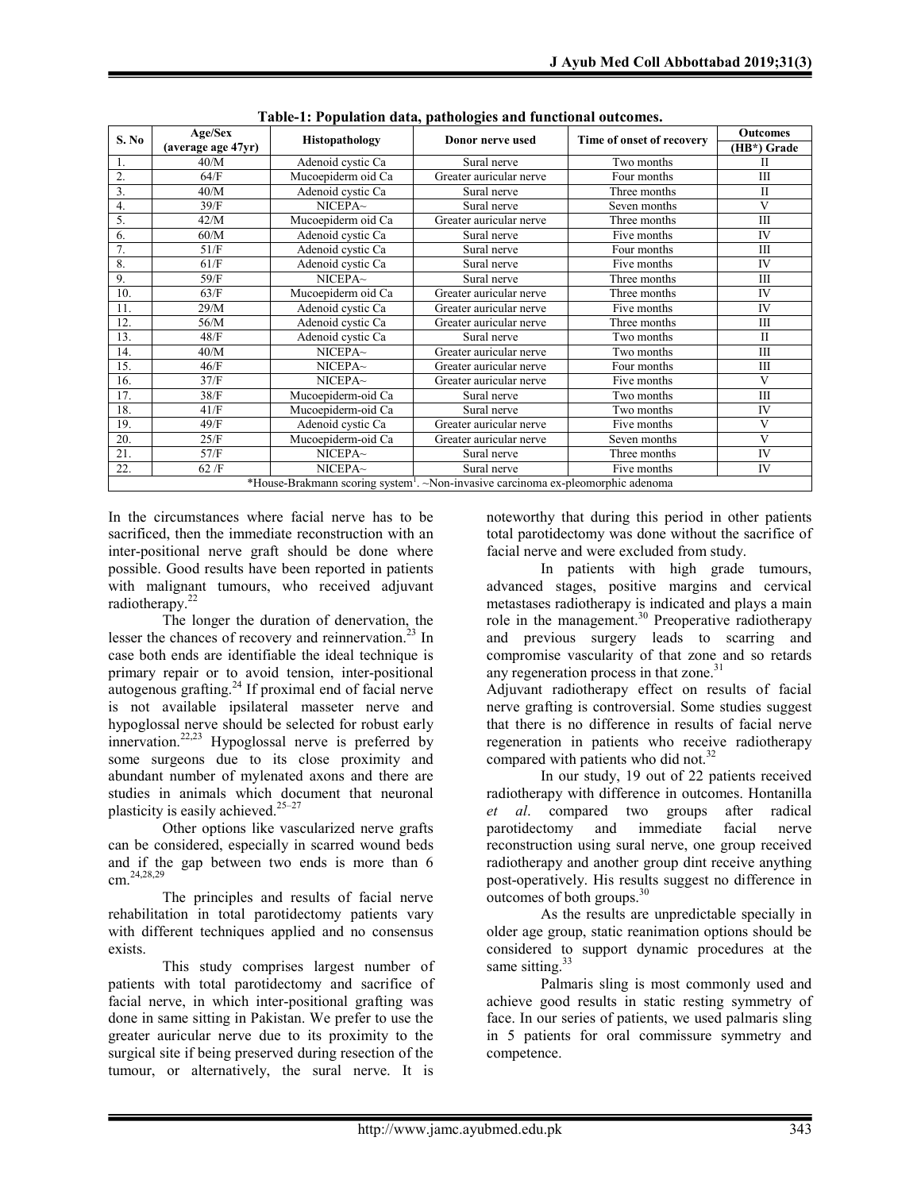**Table-1: Population data, pathologies and functional outcomes.**

| S. No | Age/Sex (average age 47yr) | Histopathology | Donor nerve used | Time of onset of recovery | Outcomes (HB*) Grade |
|---|---|---|---|---|---|
| 1. | 40/M | Adenoid cystic Ca | Sural nerve | Two months | II |
| 2. | 64/F | Mucoepiderm oid Ca | Greater auricular nerve | Four months | III |
| 3. | 40/M | Adenoid cystic Ca | Sural nerve | Three months | II |
| 4. | 39/F | NICEPA~ | Sural nerve | Seven months | V |
| 5. | 42/M | Mucoepiderm oid Ca | Greater auricular nerve | Three months | III |
| 6. | 60/M | Adenoid cystic Ca | Sural nerve | Five months | IV |
| 7. | 51/F | Adenoid cystic Ca | Sural nerve | Four months | III |
| 8. | 61/F | Adenoid cystic Ca | Sural nerve | Five months | IV |
| 9. | 59/F | NICEPA~ | Sural nerve | Three months | III |
| 10. | 63/F | Mucoepiderm oid Ca | Greater auricular nerve | Three months | IV |
| 11. | 29/M | Adenoid cystic Ca | Greater auricular nerve | Five months | IV |
| 12. | 56/M | Adenoid cystic Ca | Greater auricular nerve | Three months | III |
| 13. | 48/F | Adenoid cystic Ca | Sural nerve | Two months | II |
| 14. | 40/M | NICEPA~ | Greater auricular nerve | Two months | III |
| 15. | 46/F | NICEPA~ | Greater auricular nerve | Four months | III |
| 16. | 37/F | NICEPA~ | Greater auricular nerve | Five months | V |
| 17. | 38/F | Mucoepiderm-oid Ca | Sural nerve | Two months | III |
| 18. | 41/F | Mucoepiderm-oid Ca | Sural nerve | Two months | IV |
| 19. | 49/F | Adenoid cystic Ca | Greater auricular nerve | Five months | V |
| 20. | 25/F | Mucoepiderm-oid Ca | Greater auricular nerve | Seven months | V |
| 21. | 57/F | NICEPA~ | Sural nerve | Three months | IV |
| 22. | 62 /F | NICEPA~ | Sural nerve | Five months | IV |

*House-Brakmann scoring system[1]. ~Non-invasive carcinoma ex-pleomorphic adenoma

In the circumstances where facial nerve has to be sacrificed, then the immediate reconstruction with an inter-positional nerve graft should be done where possible. Good results have been reported in patients with malignant tumours, who received adjuvant radiotherapy.[22]

The longer the duration of denervation, the lesser the chances of recovery and reinnervation.[23] In case both ends are identifiable the ideal technique is primary repair or to avoid tension, inter-positional autogenous grafting.[24] If proximal end of facial nerve is not available ipsilateral masseter nerve and hypoglossal nerve should be selected for robust early innervation.[22,23] Hypoglossal nerve is preferred by some surgeons due to its close proximity and abundant number of mylenated axons and there are studies in animals which document that neuronal plasticity is easily achieved.[25–27]

Other options like vascularized nerve grafts can be considered, especially in scarred wound beds and if the gap between two ends is more than 6 cm.[24,28,29]

The principles and results of facial nerve rehabilitation in total parotidectomy patients vary with different techniques applied and no consensus exists.

This study comprises largest number of patients with total parotidectomy and sacrifice of facial nerve, in which inter-positional grafting was done in same sitting in Pakistan. We prefer to use the greater auricular nerve due to its proximity to the surgical site if being preserved during resection of the tumour, or alternatively, the sural nerve. It is noteworthy that during this period in other patients total parotidectomy was done without the sacrifice of facial nerve and were excluded from study.

In patients with high grade tumours, advanced stages, positive margins and cervical metastases radiotherapy is indicated and plays a main role in the management.[30] Preoperative radiotherapy and previous surgery leads to scarring and compromise vascularity of that zone and so retards any regeneration process in that zone.[31]

Adjuvant radiotherapy effect on results of facial nerve grafting is controversial. Some studies suggest that there is no difference in results of facial nerve regeneration in patients who receive radiotherapy compared with patients who did not.[32]

In our study, 19 out of 22 patients received radiotherapy with difference in outcomes. Hontanilla *et al*. compared two groups after radical parotidectomy and immediate facial nerve reconstruction using sural nerve, one group received radiotherapy and another group dint receive anything post-operatively. His results suggest no difference in outcomes of both groups.[30]

As the results are unpredictable specially in older age group, static reanimation options should be considered to support dynamic procedures at the same sitting.[33]

Palmaris sling is most commonly used and achieve good results in static resting symmetry of face. In our series of patients, we used palmaris sling in 5 patients for oral commissure symmetry and competence.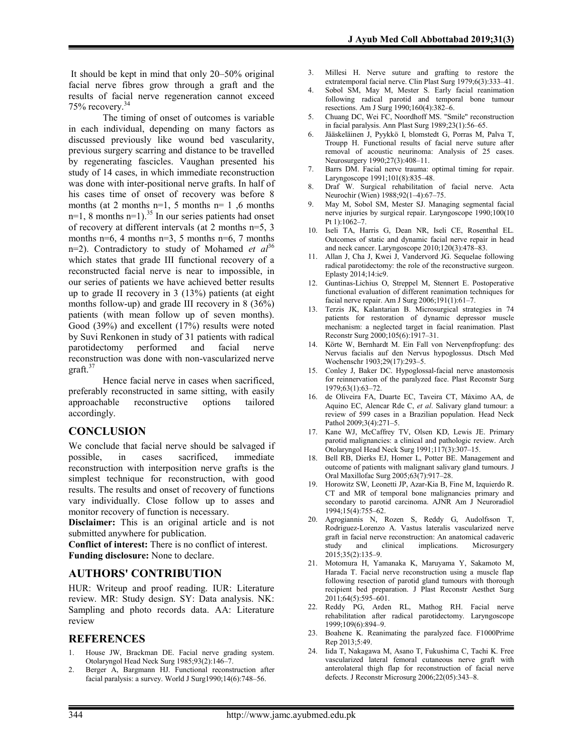It should be kept in mind that only 20–50% original facial nerve fibres grow through a graft and the results of facial nerve regeneration cannot exceed 75% recovery.[34]

The timing of onset of outcomes is variable in each individual, depending on many factors as discussed previously like wound bed vascularity, previous surgery scarring and distance to be travelled by regenerating fascicles. Vaughan presented his study of 14 cases, in which immediate reconstruction was done with inter-positional nerve grafts. In half of his cases time of onset of recovery was before 8 months (at 2 months n=1, 5 months n= 1 ,6 months n=1, 8 months n=1).[35] In our series patients had onset of recovery at different intervals (at 2 months n=5, 3 months n=6, 4 months n=3, 5 months n=6, 7 months n=2). Contradictory to study of Mohamed *et al*[36] which states that grade III functional recovery of a reconstructed facial nerve is near to impossible, in our series of patients we have achieved better results up to grade II recovery in 3 (13%) patients (at eight months follow-up) and grade III recovery in 8 (36%) patients (with mean follow up of seven months). Good (39%) and excellent (17%) results were noted by Suvi Renkonen in study of 31 patients with radical parotidectomy performed and facial nerve reconstruction was done with non-vascularized nerve graft.[37]

Hence facial nerve in cases when sacrificed, preferably reconstructed in same sitting, with easily approachable reconstructive options tailored accordingly.

## CONCLUSION

We conclude that facial nerve should be salvaged if possible, in cases sacrificed, immediate reconstruction with interposition nerve grafts is the simplest technique for reconstruction, with good results. The results and onset of recovery of functions vary individually. Close follow up to asses and monitor recovery of function is necessary.

**Disclaimer:** This is an original article and is not submitted anywhere for publication.

**Conflict of interest:** There is no conflict of interest.

**Funding disclosure:** None to declare.

## AUTHORS' CONTRIBUTION

HUR: Writeup and proof reading. IUR: Literature review. MR: Study design. SY: Data analysis. NK: Sampling and photo records data. AA: Literature review

## REFERENCES

1. House JW, Brackman DE. Facial nerve grading system. Otolaryngol Head Neck Surg 1985;93(2):146–7.
2. Berger A, Bargmann HJ. Functional reconstruction after facial paralysis: a survey. World J Surg1990;14(6):748–56.
3. Millesi H. Nerve suture and grafting to restore the extratemporal facial nerve. Clin Plast Surg 1979;6(3):333–41.
4. Sobol SM, May M, Mester S. Early facial reanimation following radical parotid and temporal bone tumour resections. Am J Surg 1990;160(4):382–6.
5. Chuang DC, Wei FC, Noordhoff MS. "Smile" reconstruction in facial paralysis. Ann Plast Surg 1989;23(1):56–65.
6. Jääskeläinen J, Pyykkö I, blomstedt G, Porras M, Palva T, Troupp H. Functional results of facial nerve suture after removal of acoustic neurinoma: Analysis of 25 cases. Neurosurgery 1990;27(3):408–11.
7. Barrs DM. Facial nerve trauma: optimal timing for repair. Laryngoscope 1991;101(8):835–48.
8. Draf W. Surgical rehabilitation of facial nerve. Acta Neurochir (Wien) 1988;92(1–4):67–75.
9. May M, Sobol SM, Mester SJ. Managing segmental facial nerve injuries by surgical repair. Laryngoscope 1990;100(10 Pt 1):1062–7.
10. Iseli TA, Harris G, Dean NR, Iseli CE, Rosenthal EL. Outcomes of static and dynamic facial nerve repair in head and neck cancer. Laryngoscope 2010;120(3):478–83.
11. Allan J, Cha J, Kwei J, Vandervord JG. Sequelae following radical parotidectomy: the role of the reconstructive surgeon. Eplasty 2014;14:ic9.
12. Guntinas-Lichius O, Streppel M, Stennert E. Postoperative functional evaluation of different reanimation techniques for facial nerve repair. Am J Surg 2006;191(1):61–7.
13. Terzis JK, Kalantarian B. Microsurgical strategies in 74 patients for restoration of dynamic depressor muscle mechanism: a neglected target in facial reanimation. Plast Reconstr Surg 2000;105(6):1917–31.
14. Körte W, Bernhardt M. Ein Fall von Nervenpfropfung: des Nervus facialis auf den Nervus hypoglossus. Dtsch Med Wochenschr 1903;29(17):293–5.
15. Conley J, Baker DC. Hypoglossal-facial nerve anastomosis for reinnervation of the paralyzed face. Plast Reconstr Surg 1979;63(1):63–72.
16. de Oliveira FA, Duarte EC, Taveira CT, Máximo AA, de Aquino EC, Alencar Rde C, *et al*. Salivary gland tumour: a review of 599 cases in a Brazilian population. Head Neck Pathol 2009;3(4):271–5.
17. Kane WJ, McCaffrey TV, Olsen KD, Lewis JE. Primary parotid malignancies: a clinical and pathologic review. Arch Otolaryngol Head Neck Surg 1991;117(3):307–15.
18. Bell RB, Dierks EJ, Homer L, Potter BE. Management and outcome of patients with malignant salivary gland tumours. J Oral Maxillofac Surg 2005;63(7):917–28.
19. Horowitz SW, Leonetti JP, Azar-Kia B, Fine M, Izquierdo R. CT and MR of temporal bone malignancies primary and secondary to parotid carcinoma. AJNR Am J Neuroradiol 1994;15(4):755–62.
20. Agrogiannis N, Rozen S, Reddy G, Audolfsson T, Rodriguez-Lorenzo A. Vastus lateralis vascularized nerve graft in facial nerve reconstruction: An anatomical cadaveric study and clinical implications. Microsurgery 2015;35(2):135–9.
21. Motomura H, Yamanaka K, Maruyama Y, Sakamoto M, Harada T. Facial nerve reconstruction using a muscle flap following resection of parotid gland tumours with thorough recipient bed preparation. J Plast Reconstr Aesthet Surg 2011;64(5):595–601.
22. Reddy PG, Arden RL, Mathog RH. Facial nerve rehabilitation after radical parotidectomy. Laryngoscope 1999;109(6):894–9.
23. Boahene K. Reanimating the paralyzed face. F1000Prime Rep 2013;5:49.
24. Iida T, Nakagawa M, Asano T, Fukushima C, Tachi K. Free vascularized lateral femoral cutaneous nerve graft with anterolateral thigh flap for reconstruction of facial nerve defects. J Reconstr Microsurg 2006;22(05):343–8.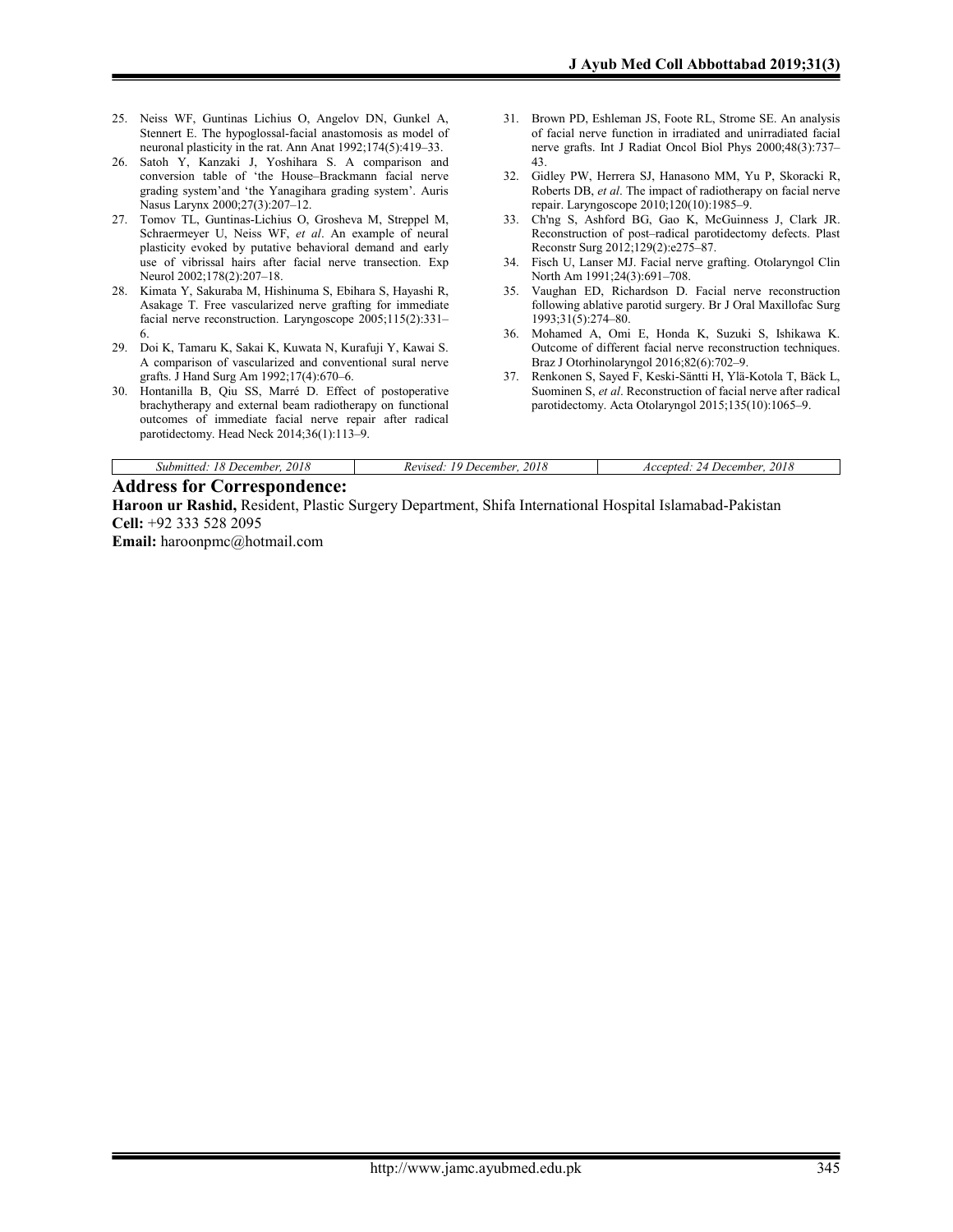25. Neiss WF, Guntinas Lichius O, Angelov DN, Gunkel A, Stennert E. The hypoglossal-facial anastomosis as model of neuronal plasticity in the rat. Ann Anat 1992;174(5):419–33.
26. Satoh Y, Kanzaki J, Yoshihara S. A comparison and conversion table of 'the House–Brackmann facial nerve grading system'and 'the Yanagihara grading system'. Auris Nasus Larynx 2000;27(3):207–12.
27. Tomov TL, Guntinas-Lichius O, Grosheva M, Streppel M, Schraermeyer U, Neiss WF, *et al*. An example of neural plasticity evoked by putative behavioral demand and early use of vibrissal hairs after facial nerve transection. Exp Neurol 2002;178(2):207–18.
28. Kimata Y, Sakuraba M, Hishinuma S, Ebihara S, Hayashi R, Asakage T. Free vascularized nerve grafting for immediate facial nerve reconstruction. Laryngoscope 2005;115(2):331–6.
29. Doi K, Tamaru K, Sakai K, Kuwata N, Kurafuji Y, Kawai S. A comparison of vascularized and conventional sural nerve grafts. J Hand Surg Am 1992;17(4):670–6.
30. Hontanilla B, Qiu SS, Marré D. Effect of postoperative brachytherapy and external beam radiotherapy on functional outcomes of immediate facial nerve repair after radical parotidectomy. Head Neck 2014;36(1):113–9.
31. Brown PD, Eshleman JS, Foote RL, Strome SE. An analysis of facial nerve function in irradiated and unirradiated facial nerve grafts. Int J Radiat Oncol Biol Phys 2000;48(3):737–43.
32. Gidley PW, Herrera SJ, Hanasono MM, Yu P, Skoracki R, Roberts DB, *et al*. The impact of radiotherapy on facial nerve repair. Laryngoscope 2010;120(10):1985–9.
33. Ch'ng S, Ashford BG, Gao K, McGuinness J, Clark JR. Reconstruction of post–radical parotidectomy defects. Plast Reconstr Surg 2012;129(2):e275–87.
34. Fisch U, Lanser MJ. Facial nerve grafting. Otolaryngol Clin North Am 1991;24(3):691–708.
35. Vaughan ED, Richardson D. Facial nerve reconstruction following ablative parotid surgery. Br J Oral Maxillofac Surg 1993;31(5):274–80.
36. Mohamed A, Omi E, Honda K, Suzuki S, Ishikawa K. Outcome of different facial nerve reconstruction techniques. Braz J Otorhinolaryngol 2016;82(6):702–9.
37. Renkonen S, Sayed F, Keski-Säntti H, Ylä-Kotola T, Bäck L, Suominen S, *et al*. Reconstruction of facial nerve after radical parotidectomy. Acta Otolaryngol 2015;135(10):1065–9.

| | | |
|---|---|---|
| *Submitted: 18 December, 2018* | *Revised: 19 December, 2018* | *Accepted: 24 December, 2018* |

## Address for Correspondence:

**Haroon ur Rashid,** Resident, Plastic Surgery Department, Shifa International Hospital Islamabad-Pakistan
**Cell:** +92 333 528 2095
**Email:** haroonpmc@hotmail.com